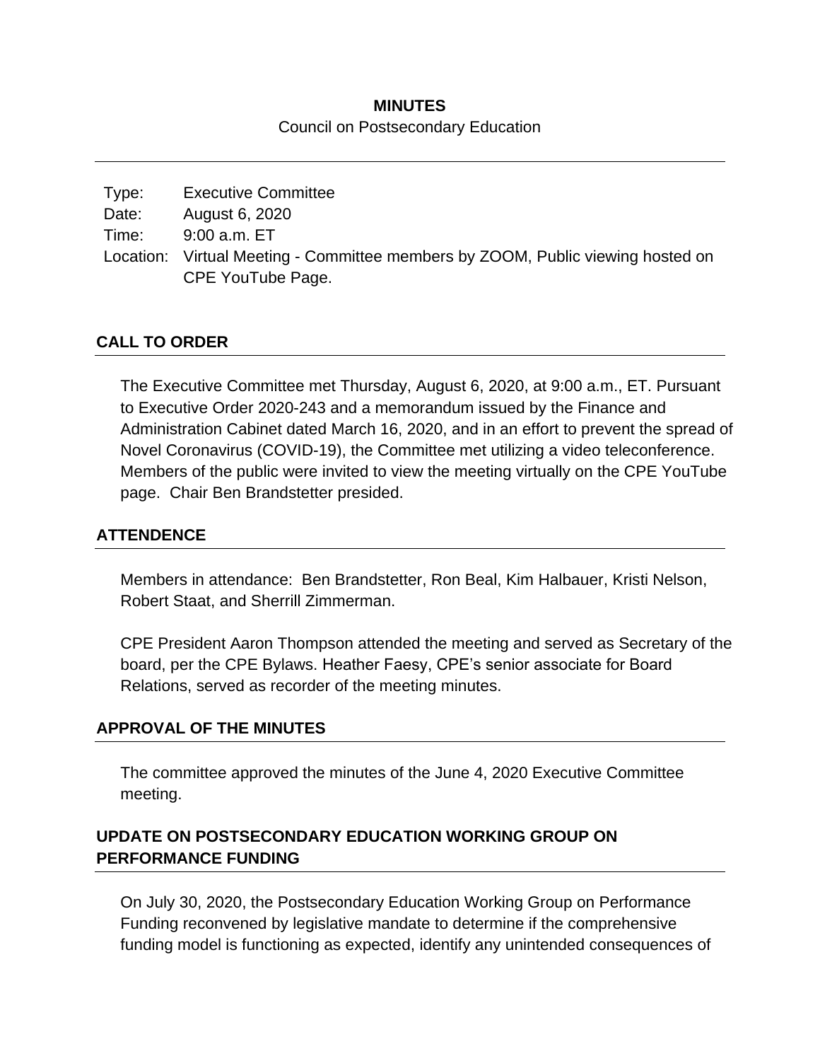**MINUTES**

Council on Postsecondary Education

| | |
|---|---|
| Type: | Executive Committee |
| Date: | August 6, 2020 |
| Time: | 9:00 a.m. ET |
| Location: | Virtual Meeting - Committee members by ZOOM, Public viewing hosted on CPE YouTube Page. |

## CALL TO ORDER

The Executive Committee met Thursday, August 6, 2020, at 9:00 a.m., ET. Pursuant to Executive Order 2020-243 and a memorandum issued by the Finance and Administration Cabinet dated March 16, 2020, and in an effort to prevent the spread of Novel Coronavirus (COVID-19), the Committee met utilizing a video teleconference. Members of the public were invited to view the meeting virtually on the CPE YouTube page. Chair Ben Brandstetter presided.

## ATTENDENCE

Members in attendance: Ben Brandstetter, Ron Beal, Kim Halbauer, Kristi Nelson, Robert Staat, and Sherrill Zimmerman.

CPE President Aaron Thompson attended the meeting and served as Secretary of the board, per the CPE Bylaws. Heather Faesy, CPE's senior associate for Board Relations, served as recorder of the meeting minutes.

## APPROVAL OF THE MINUTES

The committee approved the minutes of the June 4, 2020 Executive Committee meeting.

## UPDATE ON POSTSECONDARY EDUCATION WORKING GROUP ON PERFORMANCE FUNDING

On July 30, 2020, the Postsecondary Education Working Group on Performance Funding reconvened by legislative mandate to determine if the comprehensive funding model is functioning as expected, identify any unintended consequences of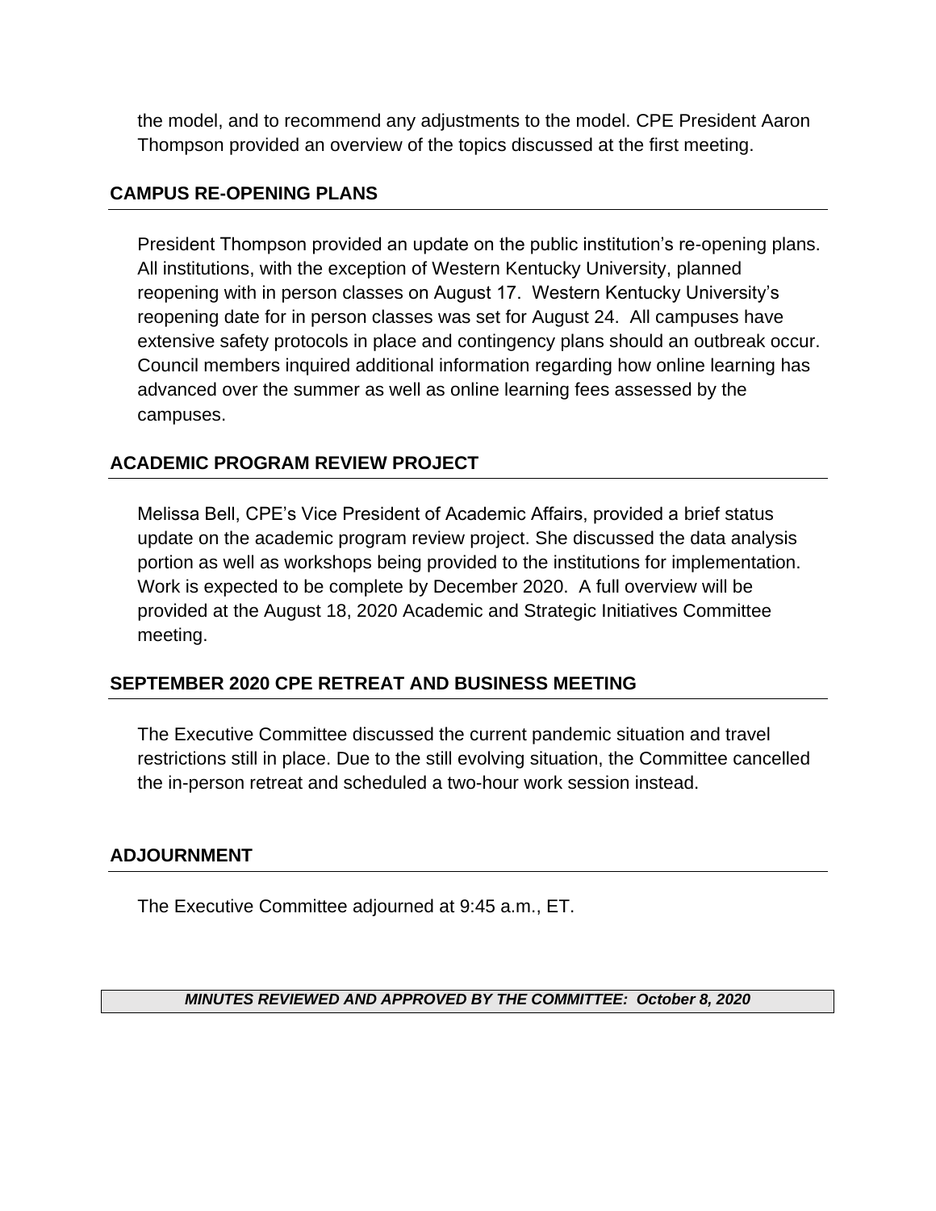the model, and to recommend any adjustments to the model. CPE President Aaron Thompson provided an overview of the topics discussed at the first meeting.

## CAMPUS RE-OPENING PLANS

President Thompson provided an update on the public institution's re-opening plans. All institutions, with the exception of Western Kentucky University, planned reopening with in person classes on August 17. Western Kentucky University's reopening date for in person classes was set for August 24. All campuses have extensive safety protocols in place and contingency plans should an outbreak occur. Council members inquired additional information regarding how online learning has advanced over the summer as well as online learning fees assessed by the campuses.

## ACADEMIC PROGRAM REVIEW PROJECT

Melissa Bell, CPE's Vice President of Academic Affairs, provided a brief status update on the academic program review project. She discussed the data analysis portion as well as workshops being provided to the institutions for implementation. Work is expected to be complete by December 2020. A full overview will be provided at the August 18, 2020 Academic and Strategic Initiatives Committee meeting.

## SEPTEMBER 2020 CPE RETREAT AND BUSINESS MEETING

The Executive Committee discussed the current pandemic situation and travel restrictions still in place. Due to the still evolving situation, the Committee cancelled the in-person retreat and scheduled a two-hour work session instead.

## ADJOURNMENT

The Executive Committee adjourned at 9:45 a.m., ET.

***MINUTES REVIEWED AND APPROVED BY THE COMMITTEE: October 8, 2020***